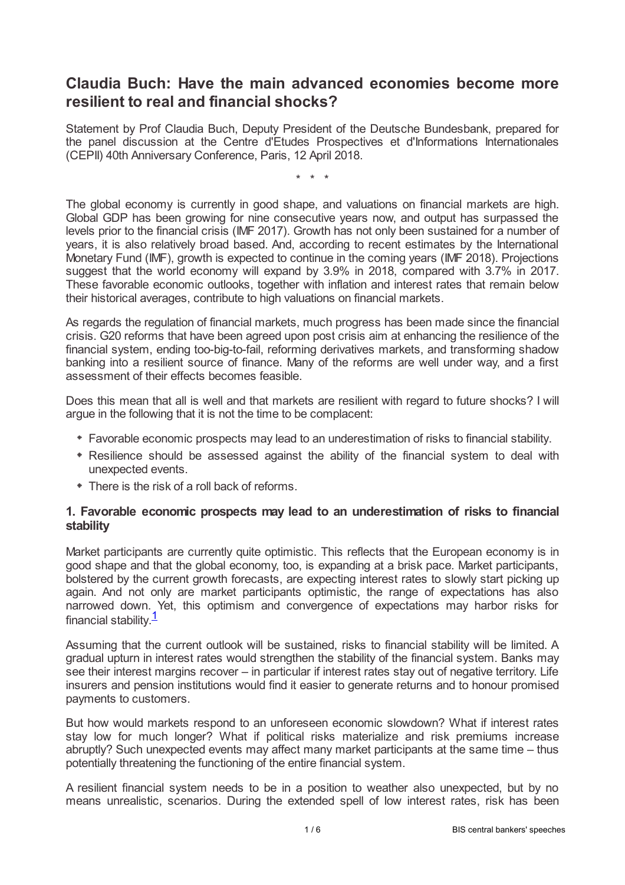# Claudia Buch: Have the main advanced economies become more resilient to real and financial shocks?

Statement by Prof Claudia Buch, Deputy President of the Deutsche Bundesbank, prepared for the panel discussion at the Centre d'Etudes Prospectives et d'Informations Internationales (CEPII) 40th Anniversary Conference, Paris, 12 April 2018.

\* \* \*

The global economy is currently in good shape, and valuations on financial markets are high. Global GDP has been growing for nine consecutive years now, and output has surpassed the levels prior to the financial crisis (IMF 2017). Growth has not only been sustained for a number of years, it is also relatively broad based. And, according to recent estimates by the International Monetary Fund (IMF), growth is expected to continue in the coming years (IMF 2018). Projections suggest that the world economy will expand by 3.9% in 2018, compared with 3.7% in 2017. These favorable economic outlooks, together with inflation and interest rates that remain below their historical averages, contribute to high valuations on financial markets.

As regards the regulation of financial markets, much progress has been made since the financial crisis. G20 reforms that have been agreed upon post crisis aim at enhancing the resilience of the financial system, ending too-big-to-fail, reforming derivatives markets, and transforming shadow banking into a resilient source of finance. Many of the reforms are well under way, and a first assessment of their effects becomes feasible.

Does this mean that all is well and that markets are resilient with regard to future shocks? I will argue in the following that it is not the time to be complacent:

- Favorable economic prospects may lead to an underestimation of risks to financial stability.
- Resilience should be assessed against the ability of the financial system to deal with unexpected events.
- There is the risk of a roll back of reforms.

### 1. Favorable economic prospects may lead to an underestimation of risks to financial stability

Market participants are currently quite optimistic. This reflects that the European economy is in good shape and that the global economy, too, is expanding at a brisk pace. Market participants, bolstered by the current growth forecasts, are expecting interest rates to slowly start picking up again. And not only are market participants optimistic, the range of expectations has also narrowed down. Yet, this optimism and convergence of expectations may harbor risks for financial stability.[1]

Assuming that the current outlook will be sustained, risks to financial stability will be limited. A gradual upturn in interest rates would strengthen the stability of the financial system. Banks may see their interest margins recover – in particular if interest rates stay out of negative territory. Life insurers and pension institutions would find it easier to generate returns and to honour promised payments to customers.

But how would markets respond to an unforeseen economic slowdown? What if interest rates stay low for much longer? What if political risks materialize and risk premiums increase abruptly? Such unexpected events may affect many market participants at the same time – thus potentially threatening the functioning of the entire financial system.

A resilient financial system needs to be in a position to weather also unexpected, but by no means unrealistic, scenarios. During the extended spell of low interest rates, risk has been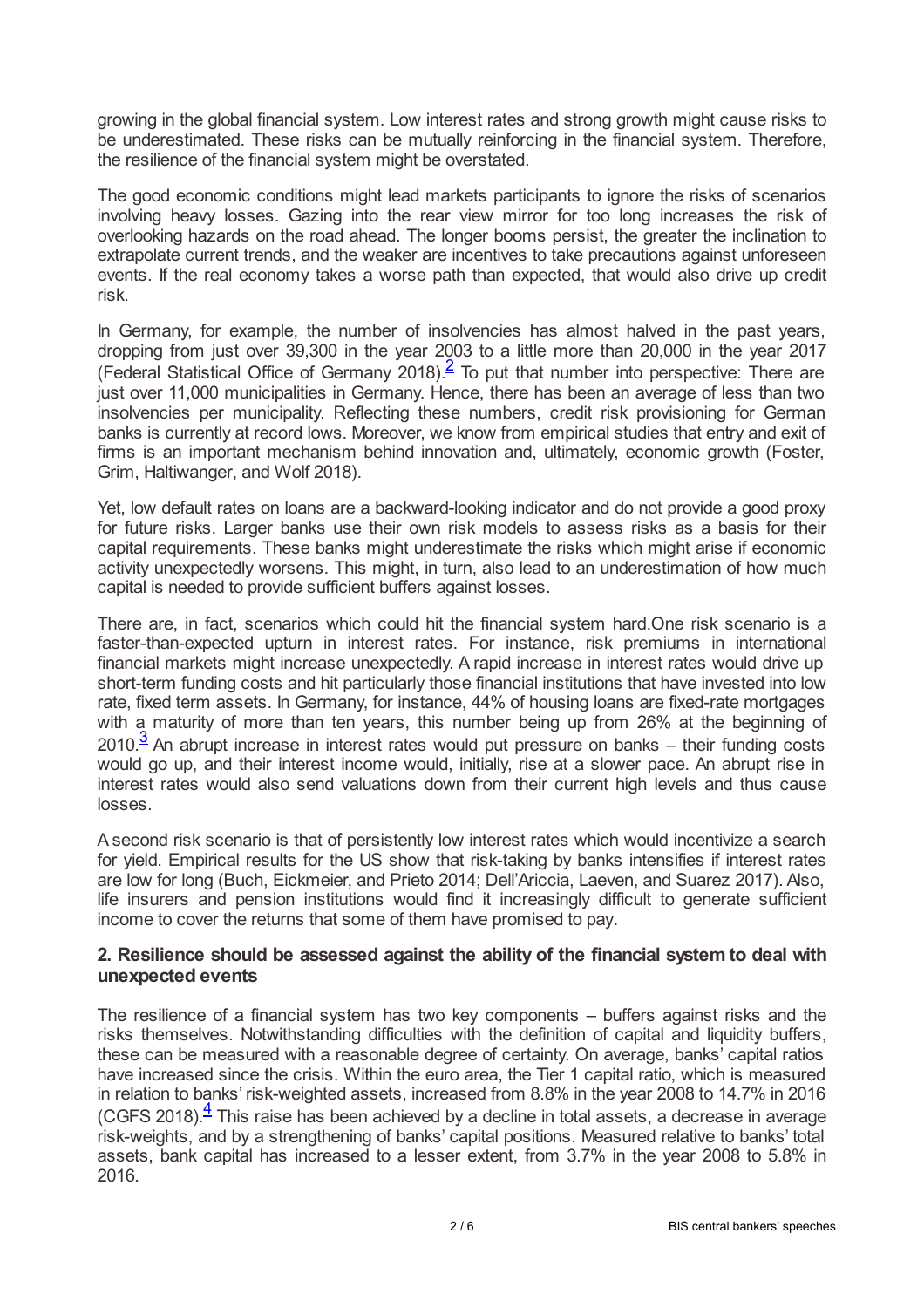growing in the global financial system. Low interest rates and strong growth might cause risks to be underestimated. These risks can be mutually reinforcing in the financial system. Therefore, the resilience of the financial system might be overstated.

The good economic conditions might lead markets participants to ignore the risks of scenarios involving heavy losses. Gazing into the rear view mirror for too long increases the risk of overlooking hazards on the road ahead. The longer booms persist, the greater the inclination to extrapolate current trends, and the weaker are incentives to take precautions against unforeseen events. If the real economy takes a worse path than expected, that would also drive up credit risk.

In Germany, for example, the number of insolvencies has almost halved in the past years, dropping from just over 39,300 in the year 2003 to a little more than 20,000 in the year 2017 (Federal Statistical Office of Germany 2018).[2] To put that number into perspective: There are just over 11,000 municipalities in Germany. Hence, there has been an average of less than two insolvencies per municipality. Reflecting these numbers, credit risk provisioning for German banks is currently at record lows. Moreover, we know from empirical studies that entry and exit of firms is an important mechanism behind innovation and, ultimately, economic growth (Foster, Grim, Haltiwanger, and Wolf 2018).

Yet, low default rates on loans are a backward-looking indicator and do not provide a good proxy for future risks. Larger banks use their own risk models to assess risks as a basis for their capital requirements. These banks might underestimate the risks which might arise if economic activity unexpectedly worsens. This might, in turn, also lead to an underestimation of how much capital is needed to provide sufficient buffers against losses.

There are, in fact, scenarios which could hit the financial system hard.One risk scenario is a faster-than-expected upturn in interest rates. For instance, risk premiums in international financial markets might increase unexpectedly. A rapid increase in interest rates would drive up short-term funding costs and hit particularly those financial institutions that have invested into low rate, fixed term assets. In Germany, for instance, 44% of housing loans are fixed-rate mortgages with a maturity of more than ten years, this number being up from 26% at the beginning of 2010.[3] An abrupt increase in interest rates would put pressure on banks – their funding costs would go up, and their interest income would, initially, rise at a slower pace. An abrupt rise in interest rates would also send valuations down from their current high levels and thus cause losses.

A second risk scenario is that of persistently low interest rates which would incentivize a search for yield. Empirical results for the US show that risk-taking by banks intensifies if interest rates are low for long (Buch, Eickmeier, and Prieto 2014; Dell'Ariccia, Laeven, and Suarez 2017). Also, life insurers and pension institutions would find it increasingly difficult to generate sufficient income to cover the returns that some of them have promised to pay.

### 2. Resilience should be assessed against the ability of the financial system to deal with unexpected events

The resilience of a financial system has two key components – buffers against risks and the risks themselves. Notwithstanding difficulties with the definition of capital and liquidity buffers, these can be measured with a reasonable degree of certainty. On average, banks' capital ratios have increased since the crisis. Within the euro area, the Tier 1 capital ratio, which is measured in relation to banks' risk-weighted assets, increased from 8.8% in the year 2008 to 14.7% in 2016 (CGFS 2018).[4] This raise has been achieved by a decline in total assets, a decrease in average risk-weights, and by a strengthening of banks' capital positions. Measured relative to banks' total assets, bank capital has increased to a lesser extent, from 3.7% in the year 2008 to 5.8% in 2016.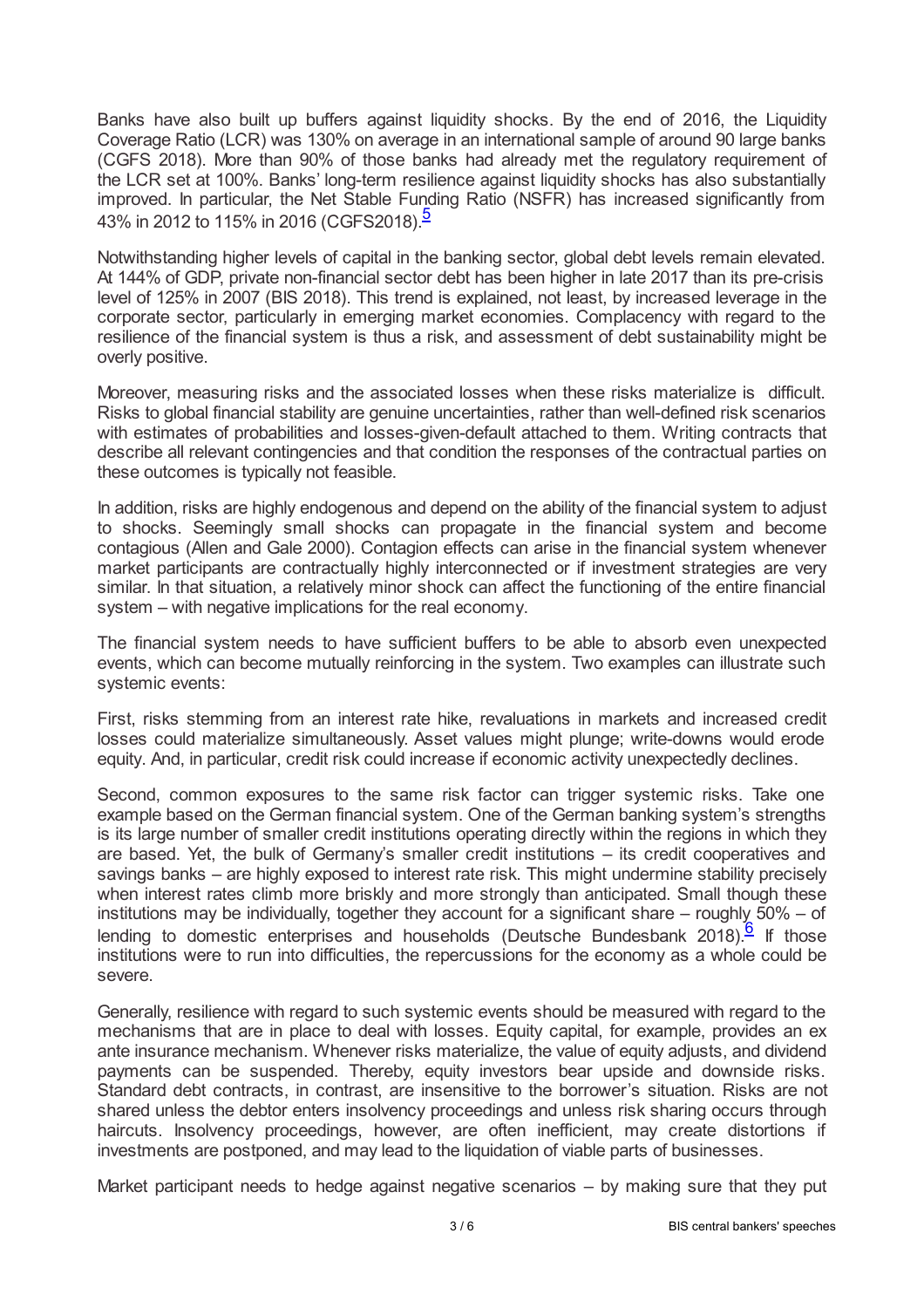Banks have also built up buffers against liquidity shocks. By the end of 2016, the Liquidity Coverage Ratio (LCR) was 130% on average in an international sample of around 90 large banks (CGFS 2018). More than 90% of those banks had already met the regulatory requirement of the LCR set at 100%. Banks' long-term resilience against liquidity shocks has also substantially improved. In particular, the Net Stable Funding Ratio (NSFR) has increased significantly from 43% in 2012 to 115% in 2016 (CGFS2018).[5]

Notwithstanding higher levels of capital in the banking sector, global debt levels remain elevated. At 144% of GDP, private non-financial sector debt has been higher in late 2017 than its pre-crisis level of 125% in 2007 (BIS 2018). This trend is explained, not least, by increased leverage in the corporate sector, particularly in emerging market economies. Complacency with regard to the resilience of the financial system is thus a risk, and assessment of debt sustainability might be overly positive.

Moreover, measuring risks and the associated losses when these risks materialize is difficult. Risks to global financial stability are genuine uncertainties, rather than well-defined risk scenarios with estimates of probabilities and losses-given-default attached to them. Writing contracts that describe all relevant contingencies and that condition the responses of the contractual parties on these outcomes is typically not feasible.

In addition, risks are highly endogenous and depend on the ability of the financial system to adjust to shocks. Seemingly small shocks can propagate in the financial system and become contagious (Allen and Gale 2000). Contagion effects can arise in the financial system whenever market participants are contractually highly interconnected or if investment strategies are very similar. In that situation, a relatively minor shock can affect the functioning of the entire financial system – with negative implications for the real economy.

The financial system needs to have sufficient buffers to be able to absorb even unexpected events, which can become mutually reinforcing in the system. Two examples can illustrate such systemic events:

First, risks stemming from an interest rate hike, revaluations in markets and increased credit losses could materialize simultaneously. Asset values might plunge; write-downs would erode equity. And, in particular, credit risk could increase if economic activity unexpectedly declines.

Second, common exposures to the same risk factor can trigger systemic risks. Take one example based on the German financial system. One of the German banking system's strengths is its large number of smaller credit institutions operating directly within the regions in which they are based. Yet, the bulk of Germany's smaller credit institutions – its credit cooperatives and savings banks – are highly exposed to interest rate risk. This might undermine stability precisely when interest rates climb more briskly and more strongly than anticipated. Small though these institutions may be individually, together they account for a significant share – roughly 50% – of lending to domestic enterprises and households (Deutsche Bundesbank 2018).[6] If those institutions were to run into difficulties, the repercussions for the economy as a whole could be severe.

Generally, resilience with regard to such systemic events should be measured with regard to the mechanisms that are in place to deal with losses. Equity capital, for example, provides an ex ante insurance mechanism. Whenever risks materialize, the value of equity adjusts, and dividend payments can be suspended. Thereby, equity investors bear upside and downside risks. Standard debt contracts, in contrast, are insensitive to the borrower's situation. Risks are not shared unless the debtor enters insolvency proceedings and unless risk sharing occurs through haircuts. Insolvency proceedings, however, are often inefficient, may create distortions if investments are postponed, and may lead to the liquidation of viable parts of businesses.

Market participant needs to hedge against negative scenarios – by making sure that they put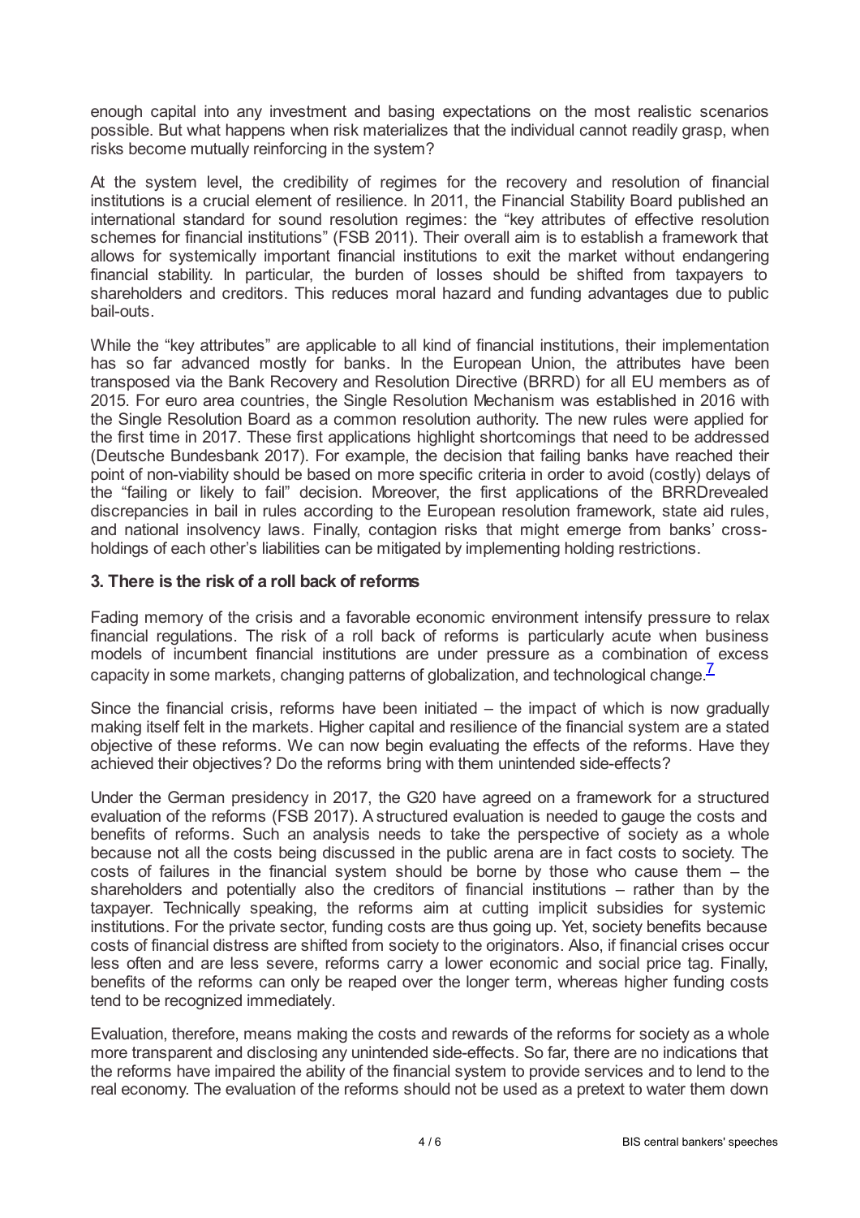enough capital into any investment and basing expectations on the most realistic scenarios possible. But what happens when risk materializes that the individual cannot readily grasp, when risks become mutually reinforcing in the system?

At the system level, the credibility of regimes for the recovery and resolution of financial institutions is a crucial element of resilience. In 2011, the Financial Stability Board published an international standard for sound resolution regimes: the "key attributes of effective resolution schemes for financial institutions" (FSB 2011). Their overall aim is to establish a framework that allows for systemically important financial institutions to exit the market without endangering financial stability. In particular, the burden of losses should be shifted from taxpayers to shareholders and creditors. This reduces moral hazard and funding advantages due to public bail-outs.

While the "key attributes" are applicable to all kind of financial institutions, their implementation has so far advanced mostly for banks. In the European Union, the attributes have been transposed via the Bank Recovery and Resolution Directive (BRRD) for all EU members as of 2015. For euro area countries, the Single Resolution Mechanism was established in 2016 with the Single Resolution Board as a common resolution authority. The new rules were applied for the first time in 2017. These first applications highlight shortcomings that need to be addressed (Deutsche Bundesbank 2017). For example, the decision that failing banks have reached their point of non-viability should be based on more specific criteria in order to avoid (costly) delays of the "failing or likely to fail" decision. Moreover, the first applications of the BRRDrevealed discrepancies in bail in rules according to the European resolution framework, state aid rules, and national insolvency laws. Finally, contagion risks that might emerge from banks' cross-holdings of each other's liabilities can be mitigated by implementing holding restrictions.

### 3. There is the risk of a roll back of reforms

Fading memory of the crisis and a favorable economic environment intensify pressure to relax financial regulations. The risk of a roll back of reforms is particularly acute when business models of incumbent financial institutions are under pressure as a combination of excess capacity in some markets, changing patterns of globalization, and technological change.[7]

Since the financial crisis, reforms have been initiated – the impact of which is now gradually making itself felt in the markets. Higher capital and resilience of the financial system are a stated objective of these reforms. We can now begin evaluating the effects of the reforms. Have they achieved their objectives? Do the reforms bring with them unintended side-effects?

Under the German presidency in 2017, the G20 have agreed on a framework for a structured evaluation of the reforms (FSB 2017). A structured evaluation is needed to gauge the costs and benefits of reforms. Such an analysis needs to take the perspective of society as a whole because not all the costs being discussed in the public arena are in fact costs to society. The costs of failures in the financial system should be borne by those who cause them – the shareholders and potentially also the creditors of financial institutions – rather than by the taxpayer. Technically speaking, the reforms aim at cutting implicit subsidies for systemic institutions. For the private sector, funding costs are thus going up. Yet, society benefits because costs of financial distress are shifted from society to the originators. Also, if financial crises occur less often and are less severe, reforms carry a lower economic and social price tag. Finally, benefits of the reforms can only be reaped over the longer term, whereas higher funding costs tend to be recognized immediately.

Evaluation, therefore, means making the costs and rewards of the reforms for society as a whole more transparent and disclosing any unintended side-effects. So far, there are no indications that the reforms have impaired the ability of the financial system to provide services and to lend to the real economy. The evaluation of the reforms should not be used as a pretext to water them down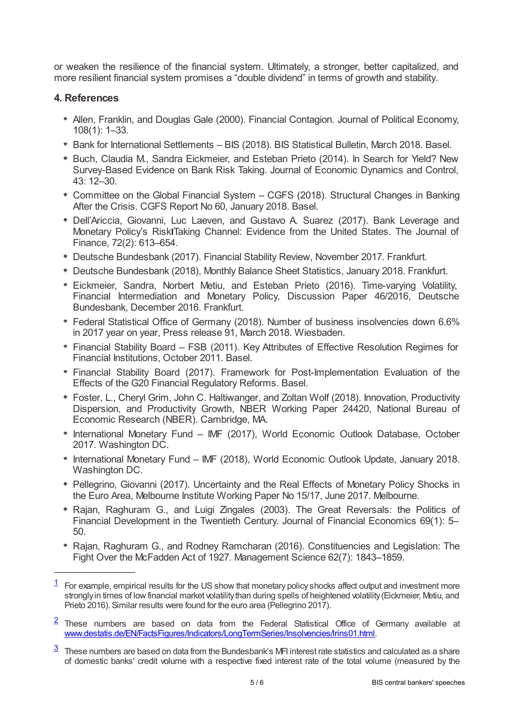or weaken the resilience of the financial system. Ultimately, a stronger, better capitalized, and more resilient financial system promises a "double dividend" in terms of growth and stability.

## 4. References

- Allen, Franklin, and Douglas Gale (2000). Financial Contagion. Journal of Political Economy, 108(1): 1–33.
- Bank for International Settlements – BIS (2018). BIS Statistical Bulletin, March 2018. Basel.
- Buch, Claudia M., Sandra Eickmeier, and Esteban Prieto (2014). In Search for Yield? New Survey-Based Evidence on Bank Risk Taking. Journal of Economic Dynamics and Control, 43: 12–30.
- Committee on the Global Financial System – CGFS (2018). Structural Changes in Banking After the Crisis. CGFS Report No 60, January 2018. Basel.
- Dell'Ariccia, Giovanni, Luc Laeven, and Gustavo A. Suarez (2017). Bank Leverage and Monetary Policy's RiskTaking Channel: Evidence from the United States. The Journal of Finance, 72(2): 613–654.
- Deutsche Bundesbank (2017). Financial Stability Review, November 2017. Frankfurt.
- Deutsche Bundesbank (2018), Monthly Balance Sheet Statistics, January 2018. Frankfurt.
- Eickmeier, Sandra, Norbert Metiu, and Esteban Prieto (2016). Time-varying Volatility, Financial Intermediation and Monetary Policy, Discussion Paper 46/2016, Deutsche Bundesbank, December 2016. Frankfurt.
- Federal Statistical Office of Germany (2018). Number of business insolvencies down 6.6% in 2017 year on year, Press release 91, March 2018. Wiesbaden.
- Financial Stability Board – FSB (2011). Key Attributes of Effective Resolution Regimes for Financial Institutions, October 2011. Basel.
- Financial Stability Board (2017). Framework for Post-Implementation Evaluation of the Effects of the G20 Financial Regulatory Reforms. Basel.
- Foster, L., Cheryl Grim, John C. Haltiwanger, and Zoltan Wolf (2018). Innovation, Productivity Dispersion, and Productivity Growth, NBER Working Paper 24420, National Bureau of Economic Research (NBER). Cambridge, MA.
- International Monetary Fund – IMF (2017), World Economic Outlook Database, October 2017. Washington DC.
- International Monetary Fund – IMF (2018), World Economic Outlook Update, January 2018. Washington DC.
- Pellegrino, Giovanni (2017). Uncertainty and the Real Effects of Monetary Policy Shocks in the Euro Area, Melbourne Institute Working Paper No 15/17, June 2017. Melbourne.
- Rajan, Raghuram G., and Luigi Zingales (2003). The Great Reversals: the Politics of Financial Development in the Twentieth Century. Journal of Financial Economics 69(1): 5–50.
- Rajan, Raghuram G., and Rodney Ramcharan (2016). Constituencies and Legislation: The Fight Over the McFadden Act of 1927. Management Science 62(7): 1843–1859.

---

[1] For example, empirical results for the US show that monetary policy shocks affect output and investment more strongly in times of low financial market volatility than during spells of heightened volatility (Eickmeier, Metiu, and Prieto 2016). Similar results were found for the euro area (Pellegrino 2017).

[2] These numbers are based on data from the Federal Statistical Office of Germany available at www.destatis.de/EN/FactsFigures/Indicators/LongTermSeries/Insolvencies/lrins01.html.

[3] These numbers are based on data from the Bundesbank's MFI interest rate statistics and calculated as a share of domestic banks' credit volume with a respective fixed interest rate of the total volume (measured by the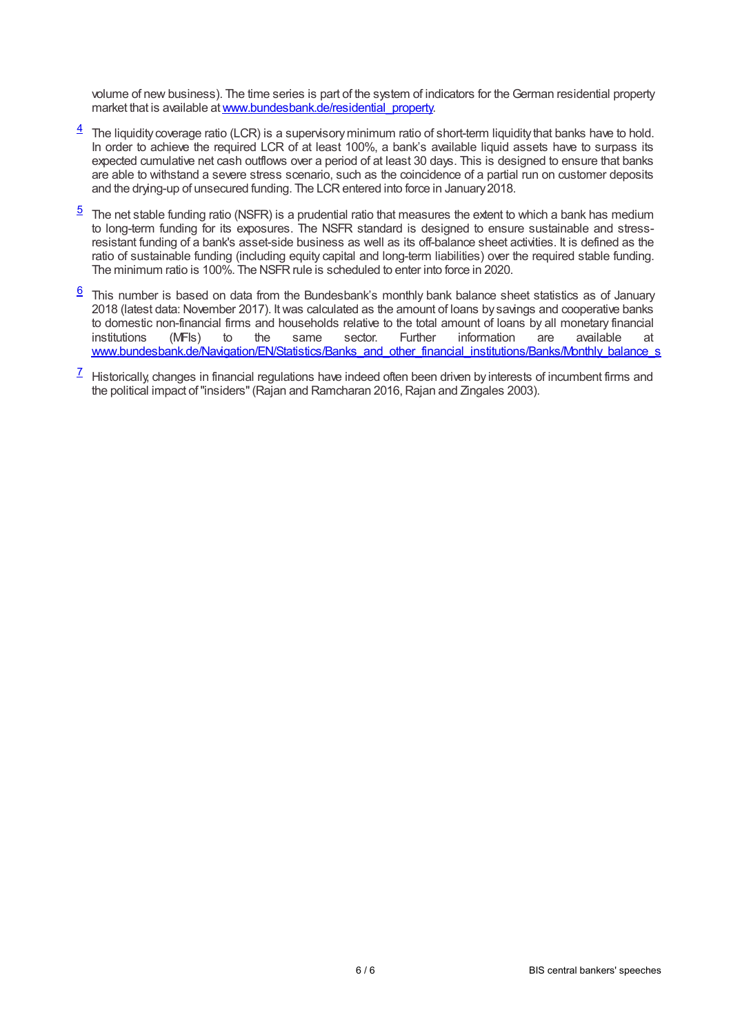volume of new business). The time series is part of the system of indicators for the German residential property market that is available at www.bundesbank.de/residential_property.

[4] The liquidity coverage ratio (LCR) is a supervisory minimum ratio of short-term liquidity that banks have to hold. In order to achieve the required LCR of at least 100%, a bank's available liquid assets have to surpass its expected cumulative net cash outflows over a period of at least 30 days. This is designed to ensure that banks are able to withstand a severe stress scenario, such as the coincidence of a partial run on customer deposits and the drying-up of unsecured funding. The LCR entered into force in January 2018.

[5] The net stable funding ratio (NSFR) is a prudential ratio that measures the extent to which a bank has medium to long-term funding for its exposures. The NSFR standard is designed to ensure sustainable and stress-resistant funding of a bank's asset-side business as well as its off-balance sheet activities. It is defined as the ratio of sustainable funding (including equity capital and long-term liabilities) over the required stable funding. The minimum ratio is 100%. The NSFR rule is scheduled to enter into force in 2020.

[6] This number is based on data from the Bundesbank's monthly bank balance sheet statistics as of January 2018 (latest data: November 2017). It was calculated as the amount of loans by savings and cooperative banks to domestic non-financial firms and households relative to the total amount of loans by all monetary financial institutions (MFIs) to the same sector. Further information are available at www.bundesbank.de/Navigation/EN/Statistics/Banks_and_other_financial_institutions/Banks/Monthly_balance_s

[7] Historically, changes in financial regulations have indeed often been driven by interests of incumbent firms and the political impact of "insiders" (Rajan and Ramcharan 2016, Rajan and Zingales 2003).